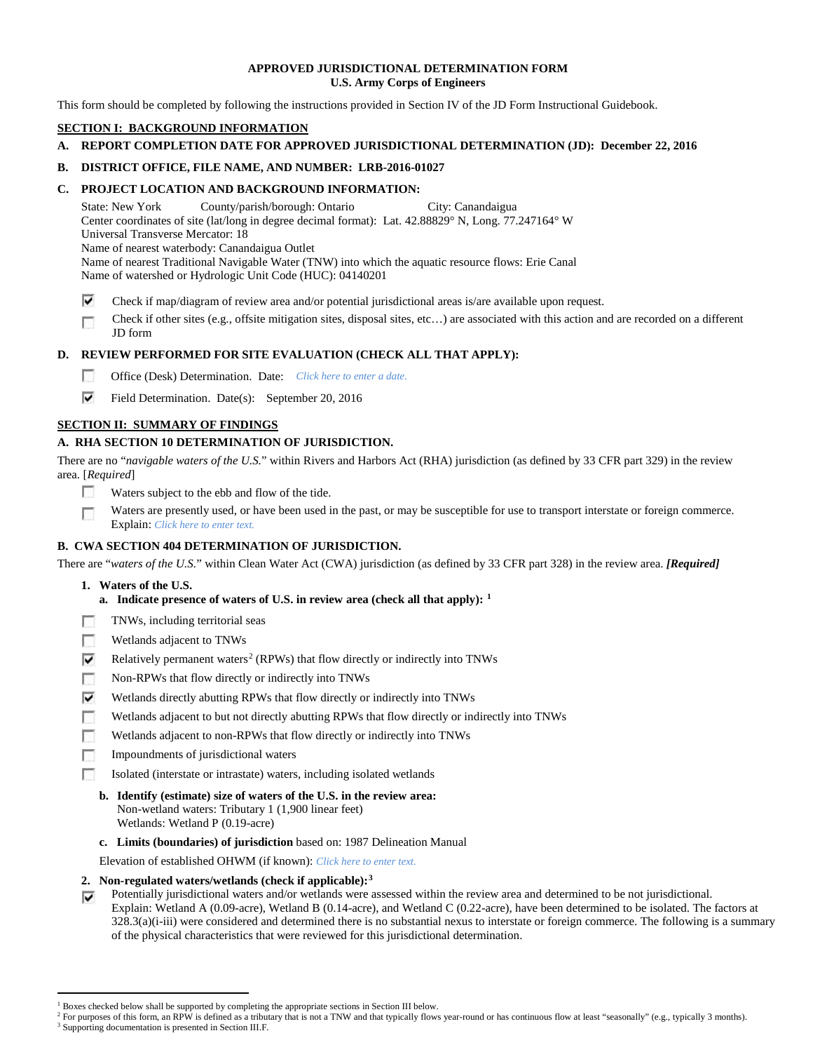# APPROVED JURISDICTIONAL DETERMINATION FORM
## U.S. Army Corps of Engineers

This form should be completed by following the instructions provided in Section IV of the JD Form Instructional Guidebook.

## SECTION I: BACKGROUND INFORMATION

**A. REPORT COMPLETION DATE FOR APPROVED JURISDICTIONAL DETERMINATION (JD): December 22, 2016**

**B. DISTRICT OFFICE, FILE NAME, AND NUMBER: LRB-2016-01027**

**C. PROJECT LOCATION AND BACKGROUND INFORMATION:**

State: New York  County/parish/borough: Ontario  City: Canandaigua
Center coordinates of site (lat/long in degree decimal format): Lat. 42.88829° N, Long. 77.247164° W
Universal Transverse Mercator: 18
Name of nearest waterbody: Canandaigua Outlet
Name of nearest Traditional Navigable Water (TNW) into which the aquatic resource flows: Erie Canal
Name of watershed or Hydrologic Unit Code (HUC): 04140201

- ☑ Check if map/diagram of review area and/or potential jurisdictional areas is/are available upon request.
- ☐ Check if other sites (e.g., offsite mitigation sites, disposal sites, etc…) are associated with this action and are recorded on a different JD form

**D. REVIEW PERFORMED FOR SITE EVALUATION (CHECK ALL THAT APPLY):**

- ☐ Office (Desk) Determination. Date: *Click here to enter a date.*
- ☑ Field Determination. Date(s): September 20, 2016

## SECTION II: SUMMARY OF FINDINGS

**A. RHA SECTION 10 DETERMINATION OF JURISDICTION.**

There are no "*navigable waters of the U.S.*" within Rivers and Harbors Act (RHA) jurisdiction (as defined by 33 CFR part 329) in the review area. [*Required*]

- ☐ Waters subject to the ebb and flow of the tide.
- ☐ Waters are presently used, or have been used in the past, or may be susceptible for use to transport interstate or foreign commerce. Explain: *Click here to enter text.*

**B. CWA SECTION 404 DETERMINATION OF JURISDICTION.**

There are "*waters of the U.S.*" within Clean Water Act (CWA) jurisdiction (as defined by 33 CFR part 328) in the review area. ***[Required]***

**1. Waters of the U.S.**

**a. Indicate presence of waters of U.S. in review area (check all that apply):** [1]

- ☐ TNWs, including territorial seas
- ☐ Wetlands adjacent to TNWs
- ☑ Relatively permanent waters[2] (RPWs) that flow directly or indirectly into TNWs
- ☐ Non-RPWs that flow directly or indirectly into TNWs
- ☑ Wetlands directly abutting RPWs that flow directly or indirectly into TNWs
- ☐ Wetlands adjacent to but not directly abutting RPWs that flow directly or indirectly into TNWs
- ☐ Wetlands adjacent to non-RPWs that flow directly or indirectly into TNWs
- ☐ Impoundments of jurisdictional waters
- ☐ Isolated (interstate or intrastate) waters, including isolated wetlands

**b. Identify (estimate) size of waters of the U.S. in the review area:**
Non-wetland waters: Tributary 1 (1,900 linear feet)
Wetlands: Wetland P (0.19-acre)

**c. Limits (boundaries) of jurisdiction** based on: 1987 Delineation Manual

Elevation of established OHWM (if known): *Click here to enter text.*

**2. Non-regulated waters/wetlands (check if applicable):**[3]

- ☑ Potentially jurisdictional waters and/or wetlands were assessed within the review area and determined to be not jurisdictional. Explain: Wetland A (0.09-acre), Wetland B (0.14-acre), and Wetland C (0.22-acre), have been determined to be isolated. The factors at 328.3(a)(i-iii) were considered and determined there is no substantial nexus to interstate or foreign commerce. The following is a summary of the physical characteristics that were reviewed for this jurisdictional determination.

---

[1] Boxes checked below shall be supported by completing the appropriate sections in Section III below.
[2] For purposes of this form, an RPW is defined as a tributary that is not a TNW and that typically flows year-round or has continuous flow at least "seasonally" (e.g., typically 3 months).
[3] Supporting documentation is presented in Section III.F.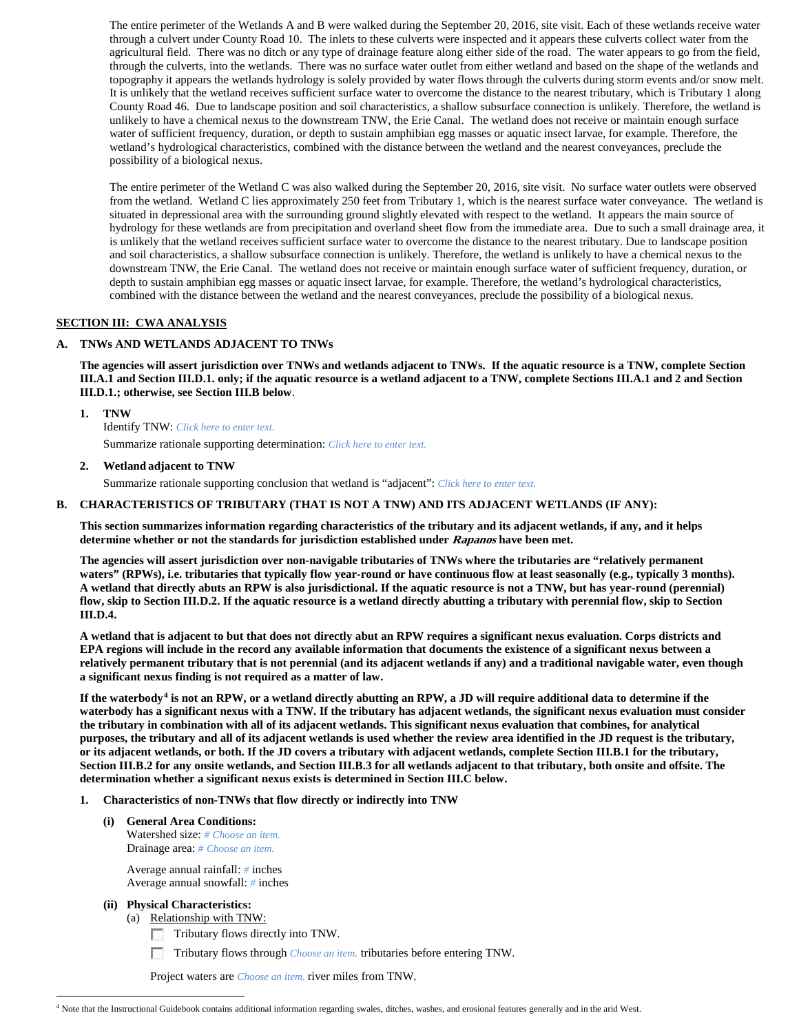The entire perimeter of the Wetlands A and B were walked during the September 20, 2016, site visit. Each of these wetlands receive water through a culvert under County Road 10. The inlets to these culverts were inspected and it appears these culverts collect water from the agricultural field. There was no ditch or any type of drainage feature along either side of the road. The water appears to go from the field, through the culverts, into the wetlands. There was no surface water outlet from either wetland and based on the shape of the wetlands and topography it appears the wetlands hydrology is solely provided by water flows through the culverts during storm events and/or snow melt. It is unlikely that the wetland receives sufficient surface water to overcome the distance to the nearest tributary, which is Tributary 1 along County Road 46. Due to landscape position and soil characteristics, a shallow subsurface connection is unlikely. Therefore, the wetland is unlikely to have a chemical nexus to the downstream TNW, the Erie Canal. The wetland does not receive or maintain enough surface water of sufficient frequency, duration, or depth to sustain amphibian egg masses or aquatic insect larvae, for example. Therefore, the wetland's hydrological characteristics, combined with the distance between the wetland and the nearest conveyances, preclude the possibility of a biological nexus.

The entire perimeter of the Wetland C was also walked during the September 20, 2016, site visit. No surface water outlets were observed from the wetland. Wetland C lies approximately 250 feet from Tributary 1, which is the nearest surface water conveyance. The wetland is situated in depressional area with the surrounding ground slightly elevated with respect to the wetland. It appears the main source of hydrology for these wetlands are from precipitation and overland sheet flow from the immediate area. Due to such a small drainage area, it is unlikely that the wetland receives sufficient surface water to overcome the distance to the nearest tributary. Due to landscape position and soil characteristics, a shallow subsurface connection is unlikely. Therefore, the wetland is unlikely to have a chemical nexus to the downstream TNW, the Erie Canal. The wetland does not receive or maintain enough surface water of sufficient frequency, duration, or depth to sustain amphibian egg masses or aquatic insect larvae, for example. Therefore, the wetland's hydrological characteristics, combined with the distance between the wetland and the nearest conveyances, preclude the possibility of a biological nexus.

## SECTION III: CWA ANALYSIS

### A. TNWs AND WETLANDS ADJACENT TO TNWs

**The agencies will assert jurisdiction over TNWs and wetlands adjacent to TNWs. If the aquatic resource is a TNW, complete Section III.A.1 and Section III.D.1. only; if the aquatic resource is a wetland adjacent to a TNW, complete Sections III.A.1 and 2 and Section III.D.1.; otherwise, see Section III.B below.**

**1. TNW**

Identify TNW: *Click here to enter text.*

Summarize rationale supporting determination: *Click here to enter text.*

**2. Wetland adjacent to TNW**

Summarize rationale supporting conclusion that wetland is "adjacent": *Click here to enter text.*

### B. CHARACTERISTICS OF TRIBUTARY (THAT IS NOT A TNW) AND ITS ADJACENT WETLANDS (IF ANY):

**This section summarizes information regarding characteristics of the tributary and its adjacent wetlands, if any, and it helps determine whether or not the standards for jurisdiction established under *Rapanos* have been met.**

**The agencies will assert jurisdiction over non-navigable tributaries of TNWs where the tributaries are "relatively permanent waters" (RPWs), i.e. tributaries that typically flow year-round or have continuous flow at least seasonally (e.g., typically 3 months). A wetland that directly abuts an RPW is also jurisdictional. If the aquatic resource is not a TNW, but has year-round (perennial) flow, skip to Section III.D.2. If the aquatic resource is a wetland directly abutting a tributary with perennial flow, skip to Section III.D.4.**

**A wetland that is adjacent to but that does not directly abut an RPW requires a significant nexus evaluation. Corps districts and EPA regions will include in the record any available information that documents the existence of a significant nexus between a relatively permanent tributary that is not perennial (and its adjacent wetlands if any) and a traditional navigable water, even though a significant nexus finding is not required as a matter of law.**

**If the waterbody[4] is not an RPW, or a wetland directly abutting an RPW, a JD will require additional data to determine if the waterbody has a significant nexus with a TNW. If the tributary has adjacent wetlands, the significant nexus evaluation must consider the tributary in combination with all of its adjacent wetlands. This significant nexus evaluation that combines, for analytical purposes, the tributary and all of its adjacent wetlands is used whether the review area identified in the JD request is the tributary, or its adjacent wetlands, or both. If the JD covers a tributary with adjacent wetlands, complete Section III.B.1 for the tributary, Section III.B.2 for any onsite wetlands, and Section III.B.3 for all wetlands adjacent to that tributary, both onsite and offsite. The determination whether a significant nexus exists is determined in Section III.C below.**

**1. Characteristics of non-TNWs that flow directly or indirectly into TNW**

**(i) General Area Conditions:**

Watershed size: *# Choose an item.*
Drainage area: *# Choose an item.*

Average annual rainfall: *#* inches
Average annual snowfall: *#* inches

**(ii) Physical Characteristics:**

(a) Relationship with TNW:

☐ Tributary flows directly into TNW.

☐ Tributary flows through *Choose an item.* tributaries before entering TNW.

Project waters are *Choose an item.* river miles from TNW.

---

[4] Note that the Instructional Guidebook contains additional information regarding swales, ditches, washes, and erosional features generally and in the arid West.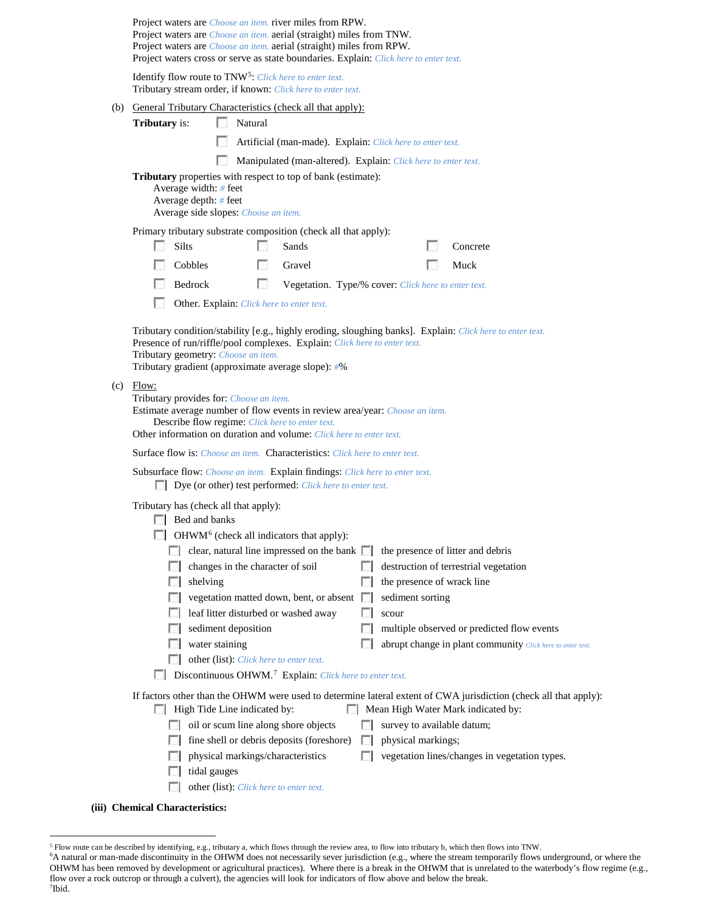Project waters are Choose an item. river miles from RPW.
Project waters are Choose an item. aerial (straight) miles from TNW.
Project waters are Choose an item. aerial (straight) miles from RPW.
Project waters cross or serve as state boundaries. Explain: Click here to enter text.

Identify flow route to TNW[5]: Click here to enter text.
Tributary stream order, if known: Click here to enter text.

(b) General Tributary Characteristics (check all that apply):

**Tributary** is:
- ☐ Natural
- ☐ Artificial (man-made). Explain: Click here to enter text.
- ☐ Manipulated (man-altered). Explain: Click here to enter text.

**Tributary** properties with respect to top of bank (estimate):
Average width: # feet
Average depth: # feet
Average side slopes: Choose an item.

Primary tributary substrate composition (check all that apply):
- ☐ Silts
- ☐ Sands
- ☐ Concrete
- ☐ Cobbles
- ☐ Gravel
- ☐ Muck
- ☐ Bedrock
- ☐ Vegetation. Type/% cover: Click here to enter text.
- ☐ Other. Explain: Click here to enter text.

Tributary condition/stability [e.g., highly eroding, sloughing banks]. Explain: Click here to enter text.
Presence of run/riffle/pool complexes. Explain: Click here to enter text.
Tributary geometry: Choose an item.
Tributary gradient (approximate average slope): #%

(c) Flow:
Tributary provides for: Choose an item.
Estimate average number of flow events in review area/year: Choose an item.
Describe flow regime: Click here to enter text.
Other information on duration and volume: Click here to enter text.

Surface flow is: Choose an item. Characteristics: Click here to enter text.

Subsurface flow: Choose an item. Explain findings: Click here to enter text.
- ☐ Dye (or other) test performed: Click here to enter text.

Tributary has (check all that apply):
- ☐ Bed and banks
- ☐ OHWM[6] (check all indicators that apply):
  - ☐ clear, natural line impressed on the bank
  - ☐ the presence of litter and debris
  - ☐ changes in the character of soil
  - ☐ destruction of terrestrial vegetation
  - ☐ shelving
  - ☐ the presence of wrack line
  - ☐ vegetation matted down, bent, or absent
  - ☐ sediment sorting
  - ☐ leaf litter disturbed or washed away
  - ☐ scour
  - ☐ sediment deposition
  - ☐ multiple observed or predicted flow events
  - ☐ water staining
  - ☐ abrupt change in plant community Click here to enter text.
  - ☐ other (list): Click here to enter text.
- ☐ Discontinuous OHWM.[7] Explain: Click here to enter text.

If factors other than the OHWM were used to determine lateral extent of CWA jurisdiction (check all that apply):
- ☐ High Tide Line indicated by:
  - ☐ oil or scum line along shore objects
  - ☐ fine shell or debris deposits (foreshore)
  - ☐ physical markings/characteristics
  - ☐ tidal gauges
  - ☐ other (list): Click here to enter text.
- ☐ Mean High Water Mark indicated by:
  - ☐ survey to available datum;
  - ☐ physical markings;
  - ☐ vegetation lines/changes in vegetation types.

**(iii) Chemical Characteristics:**

---

[5] Flow route can be described by identifying, e.g., tributary a, which flows through the review area, to flow into tributary b, which then flows into TNW.
[6] A natural or man-made discontinuity in the OHWM does not necessarily sever jurisdiction (e.g., where the stream temporarily flows underground, or where the OHWM has been removed by development or agricultural practices). Where there is a break in the OHWM that is unrelated to the waterbody's flow regime (e.g., flow over a rock outcrop or through a culvert), the agencies will look for indicators of flow above and below the break.
[7] Ibid.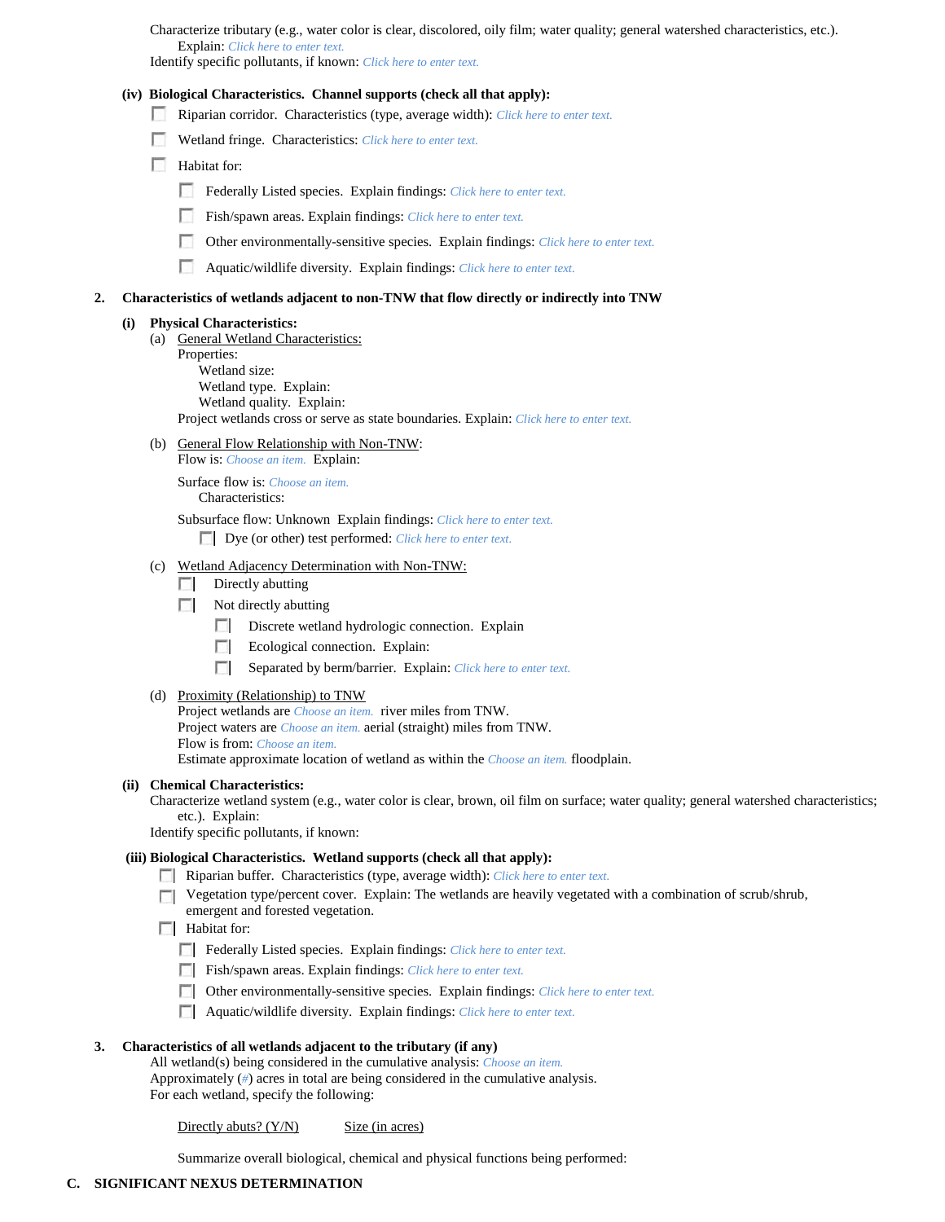Characterize tributary (e.g., water color is clear, discolored, oily film; water quality; general watershed characteristics, etc.).
Explain: *Click here to enter text.*
Identify specific pollutants, if known: *Click here to enter text.*

**(iv) Biological Characteristics. Channel supports (check all that apply):**

- ☐ Riparian corridor. Characteristics (type, average width): *Click here to enter text.*
- ☐ Wetland fringe. Characteristics: *Click here to enter text.*
- ☐ Habitat for:
  - ☐ Federally Listed species. Explain findings: *Click here to enter text.*
  - ☐ Fish/spawn areas. Explain findings: *Click here to enter text.*
  - ☐ Other environmentally-sensitive species. Explain findings: *Click here to enter text.*
  - ☐ Aquatic/wildlife diversity. Explain findings: *Click here to enter text.*

**2. Characteristics of wetlands adjacent to non-TNW that flow directly or indirectly into TNW**

**(i) Physical Characteristics:**

(a) General Wetland Characteristics:
Properties:
Wetland size:
Wetland type. Explain:
Wetland quality. Explain:
Project wetlands cross or serve as state boundaries. Explain: *Click here to enter text.*

(b) General Flow Relationship with Non-TNW:
Flow is: *Choose an item.* Explain:

Surface flow is: *Choose an item.*
Characteristics:

Subsurface flow: Unknown Explain findings: *Click here to enter text.*
☐ Dye (or other) test performed: *Click here to enter text.*

(c) Wetland Adjacency Determination with Non-TNW:
- ☐ Directly abutting
- ☐ Not directly abutting
  - ☐ Discrete wetland hydrologic connection. Explain
  - ☐ Ecological connection. Explain:
  - ☐ Separated by berm/barrier. Explain: *Click here to enter text.*

(d) Proximity (Relationship) to TNW
Project wetlands are *Choose an item.* river miles from TNW.
Project waters are *Choose an item.* aerial (straight) miles from TNW.
Flow is from: *Choose an item.*
Estimate approximate location of wetland as within the *Choose an item.* floodplain.

**(ii) Chemical Characteristics:**
Characterize wetland system (e.g., water color is clear, brown, oil film on surface; water quality; general watershed characteristics; etc.). Explain:
Identify specific pollutants, if known:

**(iii) Biological Characteristics. Wetland supports (check all that apply):**

- ☐ Riparian buffer. Characteristics (type, average width): *Click here to enter text.*
- ☐ Vegetation type/percent cover. Explain: The wetlands are heavily vegetated with a combination of scrub/shrub, emergent and forested vegetation.
- ☐ Habitat for:
  - ☐ Federally Listed species. Explain findings: *Click here to enter text.*
  - ☐ Fish/spawn areas. Explain findings: *Click here to enter text.*
  - ☐ Other environmentally-sensitive species. Explain findings: *Click here to enter text.*
  - ☐ Aquatic/wildlife diversity. Explain findings: *Click here to enter text.*

**3. Characteristics of all wetlands adjacent to the tributary (if any)**

All wetland(s) being considered in the cumulative analysis: *Choose an item.*
Approximately (*#*) acres in total are being considered in the cumulative analysis.
For each wetland, specify the following:

| Directly abuts? (Y/N) | Size (in acres) |
| --- | --- |

Summarize overall biological, chemical and physical functions being performed:

## C. SIGNIFICANT NEXUS DETERMINATION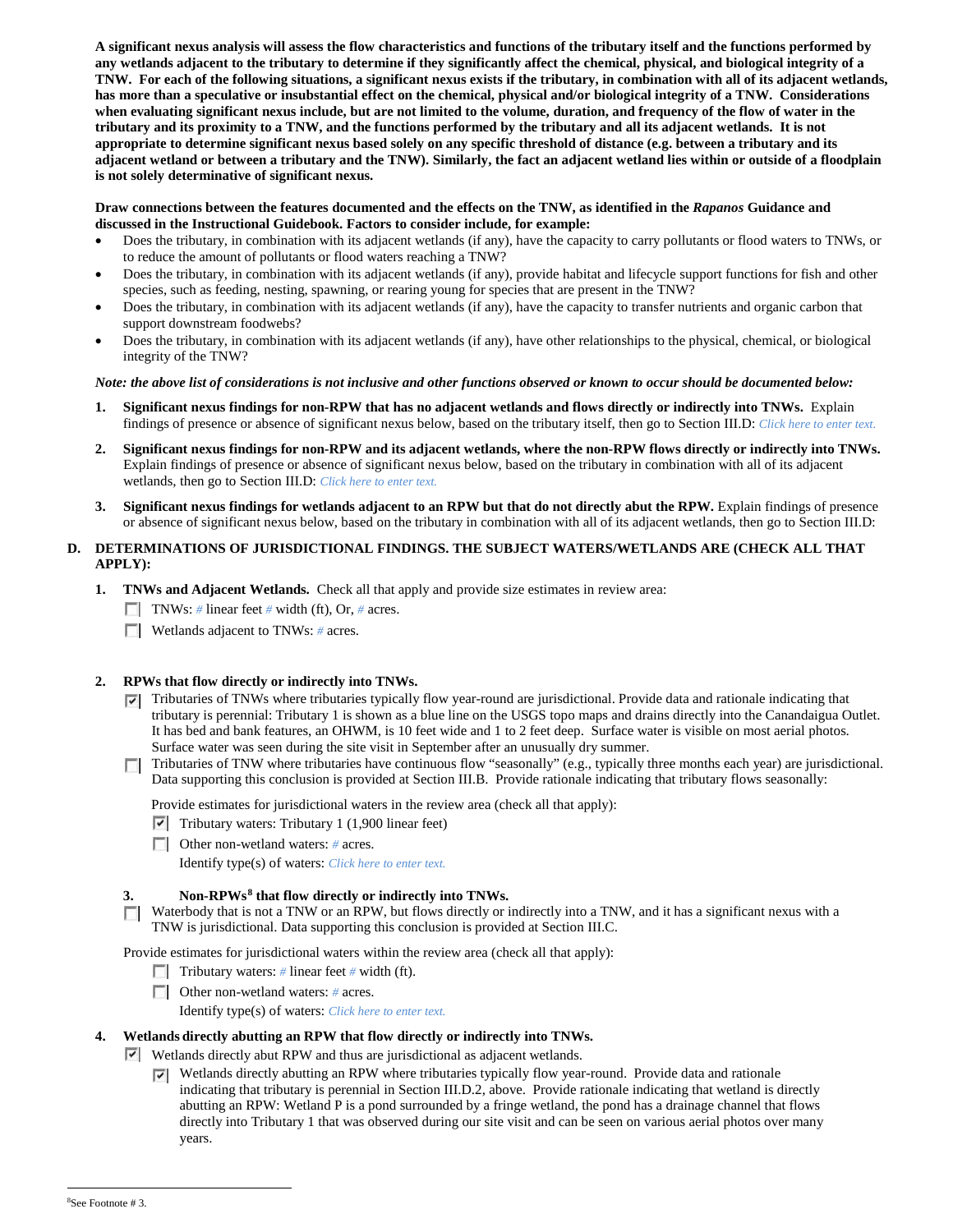**A significant nexus analysis will assess the flow characteristics and functions of the tributary itself and the functions performed by any wetlands adjacent to the tributary to determine if they significantly affect the chemical, physical, and biological integrity of a TNW. For each of the following situations, a significant nexus exists if the tributary, in combination with all of its adjacent wetlands, has more than a speculative or insubstantial effect on the chemical, physical and/or biological integrity of a TNW. Considerations when evaluating significant nexus include, but are not limited to the volume, duration, and frequency of the flow of water in the tributary and its proximity to a TNW, and the functions performed by the tributary and all its adjacent wetlands. It is not appropriate to determine significant nexus based solely on any specific threshold of distance (e.g. between a tributary and its adjacent wetland or between a tributary and the TNW). Similarly, the fact an adjacent wetland lies within or outside of a floodplain is not solely determinative of significant nexus.**

**Draw connections between the features documented and the effects on the TNW, as identified in the *Rapanos* Guidance and discussed in the Instructional Guidebook. Factors to consider include, for example:**

- Does the tributary, in combination with its adjacent wetlands (if any), have the capacity to carry pollutants or flood waters to TNWs, or to reduce the amount of pollutants or flood waters reaching a TNW?
- Does the tributary, in combination with its adjacent wetlands (if any), provide habitat and lifecycle support functions for fish and other species, such as feeding, nesting, spawning, or rearing young for species that are present in the TNW?
- Does the tributary, in combination with its adjacent wetlands (if any), have the capacity to transfer nutrients and organic carbon that support downstream foodwebs?
- Does the tributary, in combination with its adjacent wetlands (if any), have other relationships to the physical, chemical, or biological integrity of the TNW?

***Note: the above list of considerations is not inclusive and other functions observed or known to occur should be documented below:***

1. **Significant nexus findings for non-RPW that has no adjacent wetlands and flows directly or indirectly into TNWs.** Explain findings of presence or absence of significant nexus below, based on the tributary itself, then go to Section III.D: *Click here to enter text.*

2. **Significant nexus findings for non-RPW and its adjacent wetlands, where the non-RPW flows directly or indirectly into TNWs.** Explain findings of presence or absence of significant nexus below, based on the tributary in combination with all of its adjacent wetlands, then go to Section III.D: *Click here to enter text.*

3. **Significant nexus findings for wetlands adjacent to an RPW but that do not directly abut the RPW.** Explain findings of presence or absence of significant nexus below, based on the tributary in combination with all of its adjacent wetlands, then go to Section III.D:

## D. DETERMINATIONS OF JURISDICTIONAL FINDINGS. THE SUBJECT WATERS/WETLANDS ARE (CHECK ALL THAT APPLY):

1. **TNWs and Adjacent Wetlands.** Check all that apply and provide size estimates in review area:
   - ☐ TNWs: *#* linear feet *#* width (ft), Or, *#* acres.
   - ☐ Wetlands adjacent to TNWs: *#* acres.

2. **RPWs that flow directly or indirectly into TNWs.**
   - ☑ Tributaries of TNWs where tributaries typically flow year-round are jurisdictional. Provide data and rationale indicating that tributary is perennial: Tributary 1 is shown as a blue line on the USGS topo maps and drains directly into the Canandaigua Outlet. It has bed and bank features, an OHWM, is 10 feet wide and 1 to 2 feet deep. Surface water is visible on most aerial photos. Surface water was seen during the site visit in September after an unusually dry summer.
   - ☐ Tributaries of TNW where tributaries have continuous flow "seasonally" (e.g., typically three months each year) are jurisdictional. Data supporting this conclusion is provided at Section III.B. Provide rationale indicating that tributary flows seasonally:

   Provide estimates for jurisdictional waters in the review area (check all that apply):
   - ☑ Tributary waters: Tributary 1 (1,900 linear feet)
   - ☐ Other non-wetland waters: *#* acres.
     Identify type(s) of waters: *Click here to enter text.*

3. **Non-RPWs[8] that flow directly or indirectly into TNWs.**
   - ☐ Waterbody that is not a TNW or an RPW, but flows directly or indirectly into a TNW, and it has a significant nexus with a TNW is jurisdictional. Data supporting this conclusion is provided at Section III.C.

   Provide estimates for jurisdictional waters within the review area (check all that apply):
   - ☐ Tributary waters: *#* linear feet *#* width (ft).
   - ☐ Other non-wetland waters: *#* acres.
     Identify type(s) of waters: *Click here to enter text.*

4. **Wetlands directly abutting an RPW that flow directly or indirectly into TNWs.**
   - ☑ Wetlands directly abut RPW and thus are jurisdictional as adjacent wetlands.
     - ☑ Wetlands directly abutting an RPW where tributaries typically flow year-round. Provide data and rationale indicating that tributary is perennial in Section III.D.2, above. Provide rationale indicating that wetland is directly abutting an RPW: Wetland P is a pond surrounded by a fringe wetland, the pond has a drainage channel that flows directly into Tributary 1 that was observed during our site visit and can be seen on various aerial photos over many years.

---

[8]See Footnote # 3.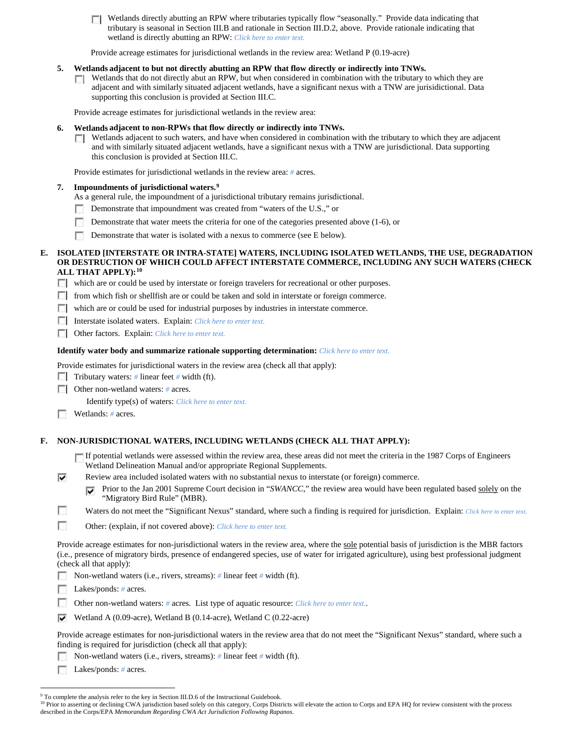- [ ] Wetlands directly abutting an RPW where tributaries typically flow "seasonally." Provide data indicating that tributary is seasonal in Section III.B and rationale in Section III.D.2, above. Provide rationale indicating that wetland is directly abutting an RPW: *Click here to enter text.*

Provide acreage estimates for jurisdictional wetlands in the review area: Wetland P (0.19-acre)

**5. Wetlands adjacent to but not directly abutting an RPW that flow directly or indirectly into TNWs.**

- [ ] Wetlands that do not directly abut an RPW, but when considered in combination with the tributary to which they are adjacent and with similarly situated adjacent wetlands, have a significant nexus with a TNW are jurisidictional. Data supporting this conclusion is provided at Section III.C.

Provide acreage estimates for jurisdictional wetlands in the review area:

**6. Wetlands adjacent to non-RPWs that flow directly or indirectly into TNWs.**

- [ ] Wetlands adjacent to such waters, and have when considered in combination with the tributary to which they are adjacent and with similarly situated adjacent wetlands, have a significant nexus with a TNW are jurisdictional. Data supporting this conclusion is provided at Section III.C.

Provide estimates for jurisdictional wetlands in the review area: # acres.

**7. Impoundments of jurisdictional waters.**[9]

As a general rule, the impoundment of a jurisdictional tributary remains jurisdictional.

- [ ] Demonstrate that impoundment was created from "waters of the U.S.," or
- [ ] Demonstrate that water meets the criteria for one of the categories presented above (1-6), or
- [ ] Demonstrate that water is isolated with a nexus to commerce (see E below).

**E. ISOLATED [INTERSTATE OR INTRA-STATE] WATERS, INCLUDING ISOLATED WETLANDS, THE USE, DEGRADATION OR DESTRUCTION OF WHICH COULD AFFECT INTERSTATE COMMERCE, INCLUDING ANY SUCH WATERS (CHECK ALL THAT APPLY):**[10]

- [ ] which are or could be used by interstate or foreign travelers for recreational or other purposes.
- [ ] from which fish or shellfish are or could be taken and sold in interstate or foreign commerce.
- [ ] which are or could be used for industrial purposes by industries in interstate commerce.
- [ ] Interstate isolated waters. Explain: *Click here to enter text.*
- [ ] Other factors. Explain: *Click here to enter text.*

**Identify water body and summarize rationale supporting determination:** *Click here to enter text.*

Provide estimates for jurisdictional waters in the review area (check all that apply):

- [ ] Tributary waters: # linear feet # width (ft).
- [ ] Other non-wetland waters: # acres.
  Identify type(s) of waters: *Click here to enter text.*
- [ ] Wetlands: # acres.

**F. NON-JURISDICTIONAL WATERS, INCLUDING WETLANDS (CHECK ALL THAT APPLY):**

- [ ] If potential wetlands were assessed within the review area, these areas did not meet the criteria in the 1987 Corps of Engineers Wetland Delineation Manual and/or appropriate Regional Supplements.
- [x] Review area included isolated waters with no substantial nexus to interstate (or foreign) commerce.
  - [x] Prior to the Jan 2001 Supreme Court decision in "*SWANCC*," the review area would have been regulated based solely on the "Migratory Bird Rule" (MBR).
- [ ] Waters do not meet the "Significant Nexus" standard, where such a finding is required for jurisdiction. Explain: *Click here to enter text.*
- [ ] Other: (explain, if not covered above): *Click here to enter text.*

Provide acreage estimates for non-jurisdictional waters in the review area, where the sole potential basis of jurisdiction is the MBR factors (i.e., presence of migratory birds, presence of endangered species, use of water for irrigated agriculture), using best professional judgment (check all that apply):

- [ ] Non-wetland waters (i.e., rivers, streams): # linear feet # width (ft).
- [ ] Lakes/ponds: # acres.
- [ ] Other non-wetland waters: # acres. List type of aquatic resource: *Click here to enter text.*.
- [x] Wetland A (0.09-acre), Wetland B (0.14-acre), Wetland C (0.22-acre)

Provide acreage estimates for non-jurisdictional waters in the review area that do not meet the "Significant Nexus" standard, where such a finding is required for jurisdiction (check all that apply):

- [ ] Non-wetland waters (i.e., rivers, streams): # linear feet # width (ft).
- [ ] Lakes/ponds: # acres.

---

[9] To complete the analysis refer to the key in Section III.D.6 of the Instructional Guidebook.

[10] Prior to asserting or declining CWA jurisdiction based solely on this category, Corps Districts will elevate the action to Corps and EPA HQ for review consistent with the process described in the Corps/EPA *Memorandum Regarding CWA Act Jurisdiction Following Rapanos.*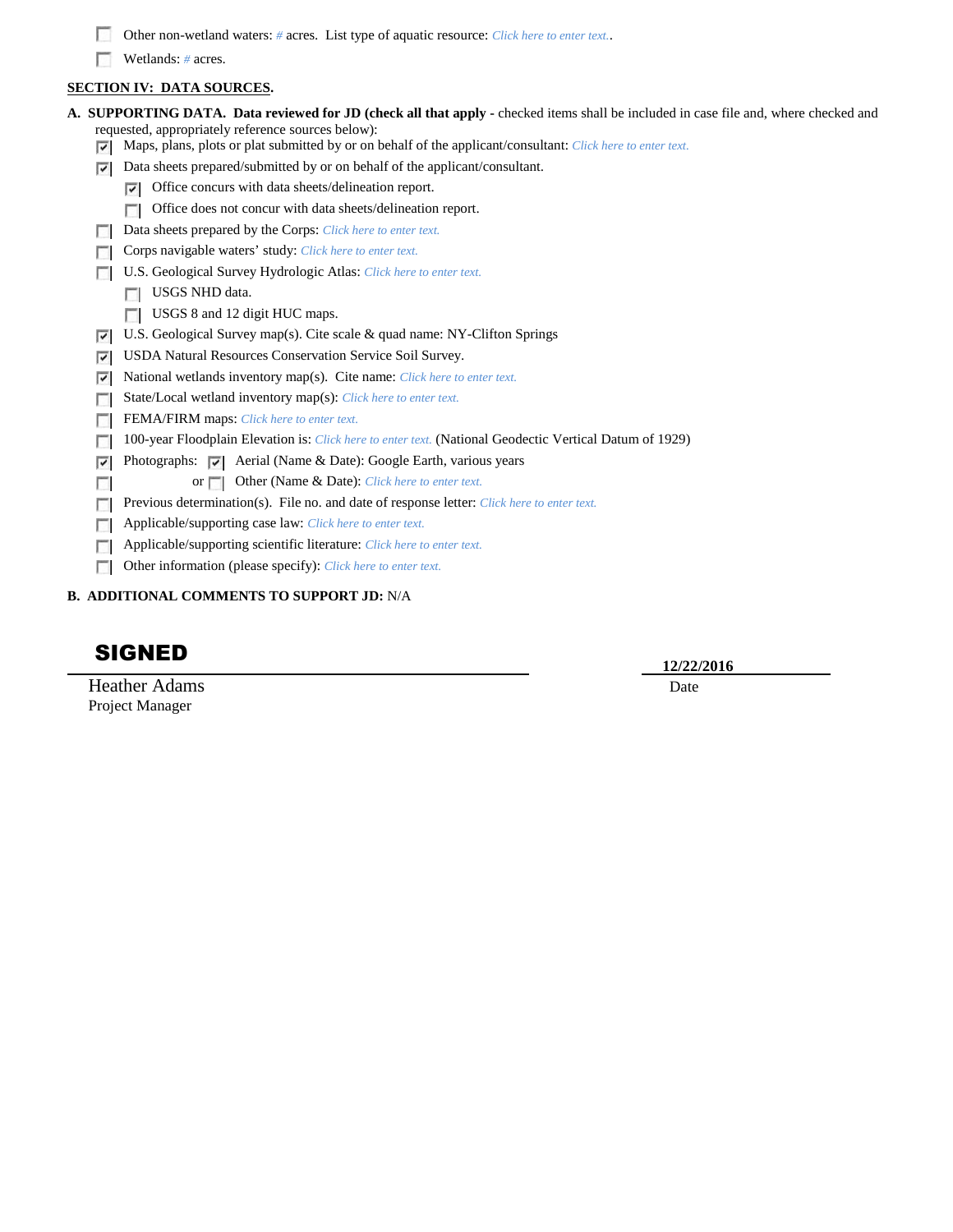- [ ] Other non-wetland waters: # acres. List type of aquatic resource: Click here to enter text..
- [ ] Wetlands: # acres.

**SECTION IV: DATA SOURCES.**

**A. SUPPORTING DATA. Data reviewed for JD (check all that apply** - checked items shall be included in case file and, where checked and requested, appropriately reference sources below):

- [x] Maps, plans, plots or plat submitted by or on behalf of the applicant/consultant: Click here to enter text.
- [x] Data sheets prepared/submitted by or on behalf of the applicant/consultant.
  - [x] Office concurs with data sheets/delineation report.
  - [ ] Office does not concur with data sheets/delineation report.
- [ ] Data sheets prepared by the Corps: Click here to enter text.
- [ ] Corps navigable waters' study: Click here to enter text.
- [ ] U.S. Geological Survey Hydrologic Atlas: Click here to enter text.
  - [ ] USGS NHD data.
  - [ ] USGS 8 and 12 digit HUC maps.
- [x] U.S. Geological Survey map(s). Cite scale & quad name: NY-Clifton Springs
- [x] USDA Natural Resources Conservation Service Soil Survey.
- [x] National wetlands inventory map(s). Cite name: Click here to enter text.
- [ ] State/Local wetland inventory map(s): Click here to enter text.
- [ ] FEMA/FIRM maps: Click here to enter text.
- [ ] 100-year Floodplain Elevation is: Click here to enter text. (National Geodectic Vertical Datum of 1929)
- [x] Photographs: [x] Aerial (Name & Date): Google Earth, various years
- [ ] or [ ] Other (Name & Date): Click here to enter text.
- [ ] Previous determination(s). File no. and date of response letter: Click here to enter text.
- [ ] Applicable/supporting case law: Click here to enter text.
- [ ] Applicable/supporting scientific literature: Click here to enter text.
- [ ] Other information (please specify): Click here to enter text.

**B. ADDITIONAL COMMENTS TO SUPPORT JD:** N/A

**SIGNED**

Heather Adams
Project Manager

**12/22/2016**
Date